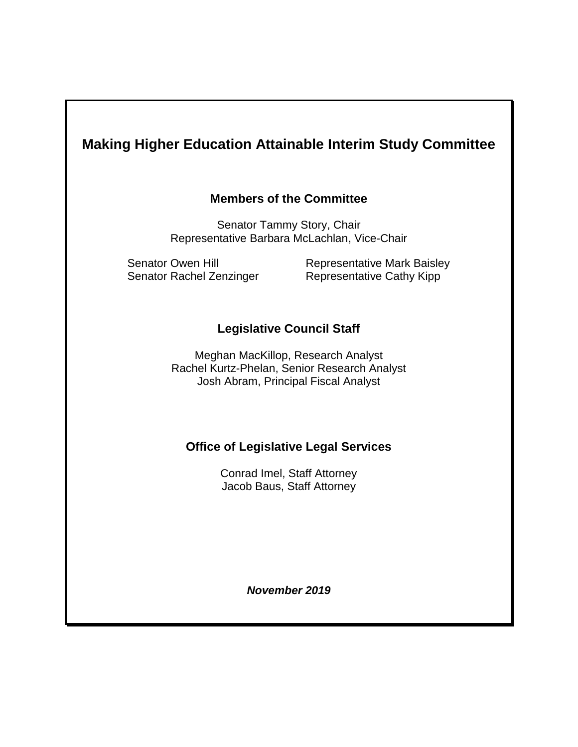# Making Higher Education Attainable Interim Study Committee

## Members of the Committee

Senator Tammy Story, Chair
Representative Barbara McLachlan, Vice-Chair

Senator Owen Hill
Senator Rachel Zenzinger
Representative Mark Baisley
Representative Cathy Kipp

## Legislative Council Staff

Meghan MacKillop, Research Analyst
Rachel Kurtz-Phelan, Senior Research Analyst
Josh Abram, Principal Fiscal Analyst

## Office of Legislative Legal Services

Conrad Imel, Staff Attorney
Jacob Baus, Staff Attorney

***November 2019***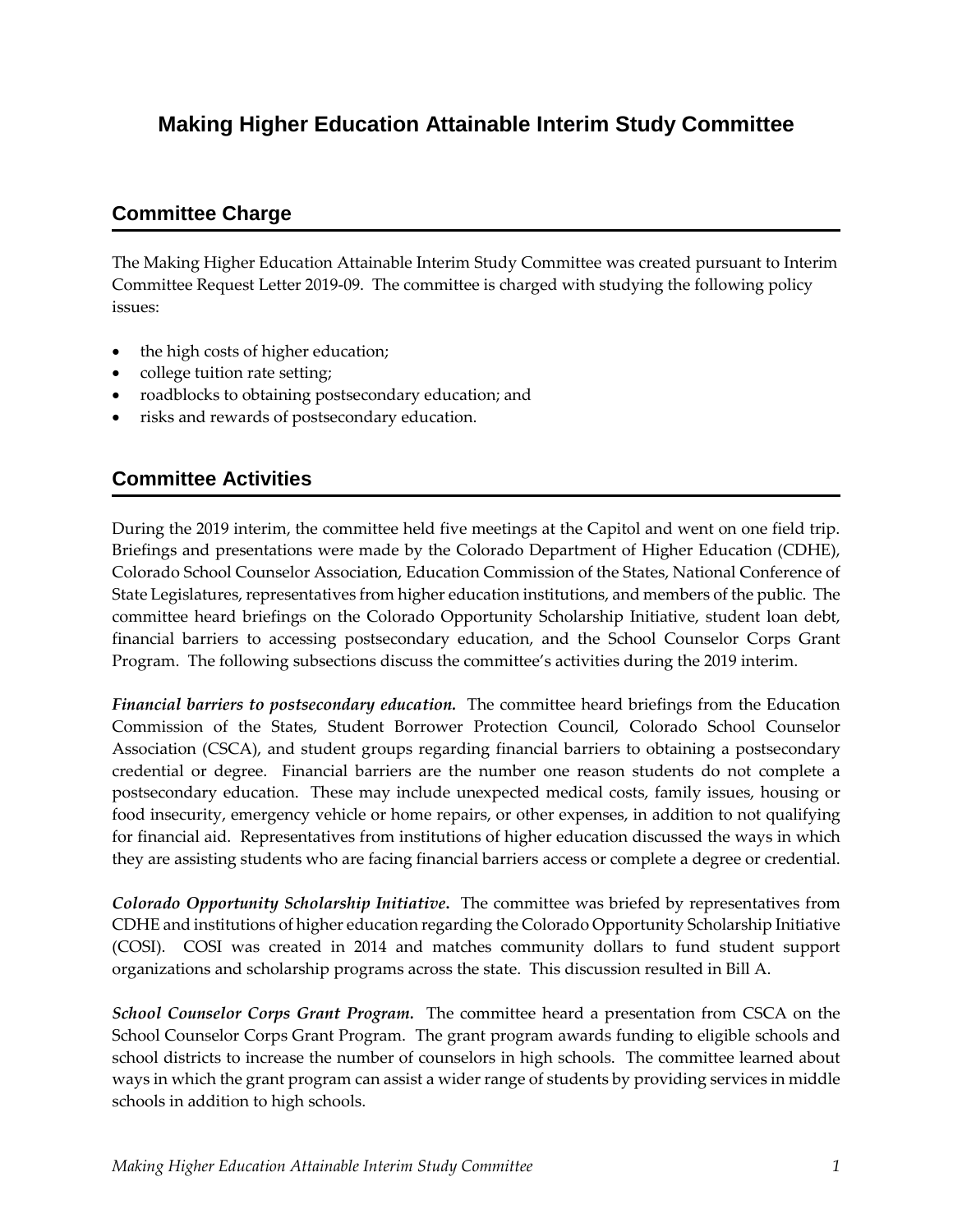# Making Higher Education Attainable Interim Study Committee

## Committee Charge

The Making Higher Education Attainable Interim Study Committee was created pursuant to Interim Committee Request Letter 2019-09. The committee is charged with studying the following policy issues:

- the high costs of higher education;
- college tuition rate setting;
- roadblocks to obtaining postsecondary education; and
- risks and rewards of postsecondary education.

## Committee Activities

During the 2019 interim, the committee held five meetings at the Capitol and went on one field trip. Briefings and presentations were made by the Colorado Department of Higher Education (CDHE), Colorado School Counselor Association, Education Commission of the States, National Conference of State Legislatures, representatives from higher education institutions, and members of the public. The committee heard briefings on the Colorado Opportunity Scholarship Initiative, student loan debt, financial barriers to accessing postsecondary education, and the School Counselor Corps Grant Program. The following subsections discuss the committee's activities during the 2019 interim.

***Financial barriers to postsecondary education.*** The committee heard briefings from the Education Commission of the States, Student Borrower Protection Council, Colorado School Counselor Association (CSCA), and student groups regarding financial barriers to obtaining a postsecondary credential or degree. Financial barriers are the number one reason students do not complete a postsecondary education. These may include unexpected medical costs, family issues, housing or food insecurity, emergency vehicle or home repairs, or other expenses, in addition to not qualifying for financial aid. Representatives from institutions of higher education discussed the ways in which they are assisting students who are facing financial barriers access or complete a degree or credential.

***Colorado Opportunity Scholarship Initiative.*** The committee was briefed by representatives from CDHE and institutions of higher education regarding the Colorado Opportunity Scholarship Initiative (COSI). COSI was created in 2014 and matches community dollars to fund student support organizations and scholarship programs across the state. This discussion resulted in Bill A.

***School Counselor Corps Grant Program.*** The committee heard a presentation from CSCA on the School Counselor Corps Grant Program. The grant program awards funding to eligible schools and school districts to increase the number of counselors in high schools. The committee learned about ways in which the grant program can assist a wider range of students by providing services in middle schools in addition to high schools.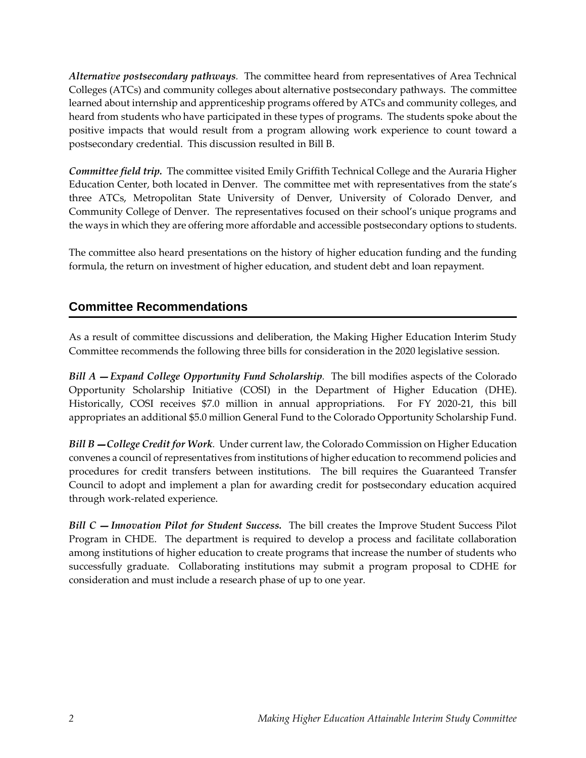*__Alternative postsecondary pathways__*. The committee heard from representatives of Area Technical Colleges (ATCs) and community colleges about alternative postsecondary pathways. The committee learned about internship and apprenticeship programs offered by ATCs and community colleges, and heard from students who have participated in these types of programs. The students spoke about the positive impacts that would result from a program allowing work experience to count toward a postsecondary credential. This discussion resulted in Bill B.

*__Committee field trip.__* The committee visited Emily Griffith Technical College and the Auraria Higher Education Center, both located in Denver. The committee met with representatives from the state's three ATCs, Metropolitan State University of Denver, University of Colorado Denver, and Community College of Denver. The representatives focused on their school's unique programs and the ways in which they are offering more affordable and accessible postsecondary options to students.

The committee also heard presentations on the history of higher education funding and the funding formula, the return on investment of higher education, and student debt and loan repayment.

## Committee Recommendations

As a result of committee discussions and deliberation, the Making Higher Education Interim Study Committee recommends the following three bills for consideration in the 2020 legislative session.

*__Bill A — Expand College Opportunity Fund Scholarship__*. The bill modifies aspects of the Colorado Opportunity Scholarship Initiative (COSI) in the Department of Higher Education (DHE). Historically, COSI receives $7.0 million in annual appropriations. For FY 2020-21, this bill appropriates an additional $5.0 million General Fund to the Colorado Opportunity Scholarship Fund.

*__Bill B — College Credit for Work__*. Under current law, the Colorado Commission on Higher Education convenes a council of representatives from institutions of higher education to recommend policies and procedures for credit transfers between institutions. The bill requires the Guaranteed Transfer Council to adopt and implement a plan for awarding credit for postsecondary education acquired through work-related experience.

*__Bill C — Innovation Pilot for Student Success.__* The bill creates the Improve Student Success Pilot Program in CHDE. The department is required to develop a process and facilitate collaboration among institutions of higher education to create programs that increase the number of students who successfully graduate. Collaborating institutions may submit a program proposal to CDHE for consideration and must include a research phase of up to one year.